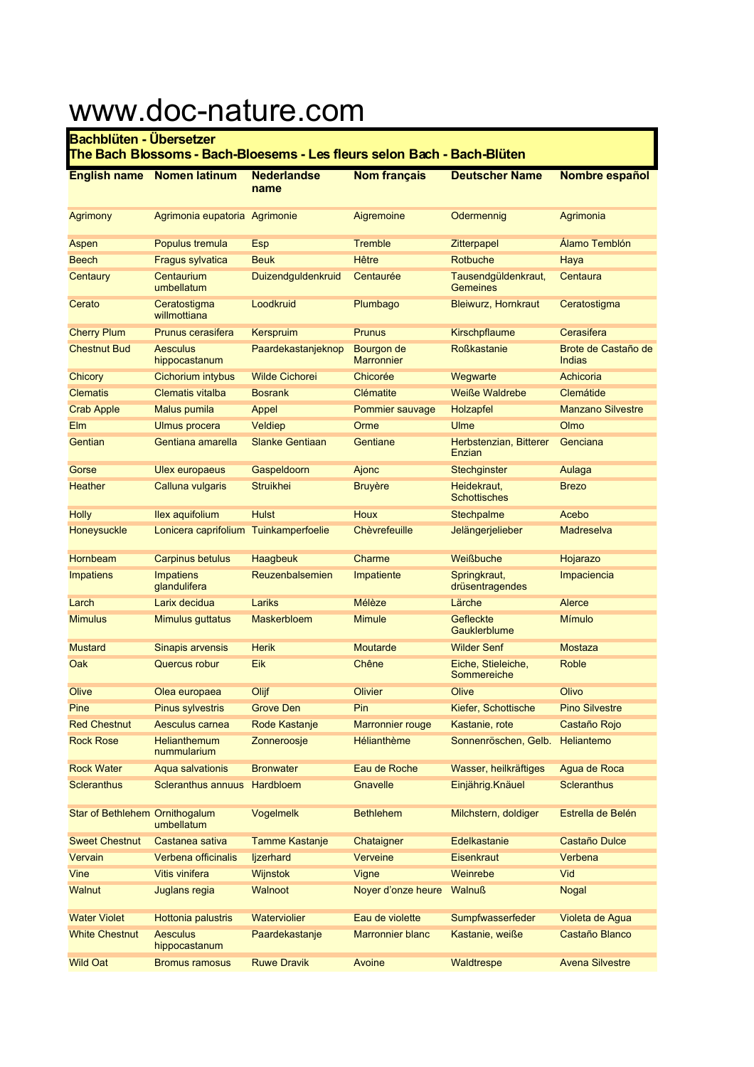# www.doc-nature.com

**Bachblüten - Übersetzer**
**The Bach Blossoms - Bach-Bloesems - Les fleurs selon Bach - Bach-Blüten**

| English name | Nomen latinum | Nederlandse name | Nom français | Deutscher Name | Nombre español |
|---|---|---|---|---|---|
| Agrimony | Agrimonia eupatoria | Agrimonie | Aigremoine | Odermennig | Agrimonia |
| Aspen | Populus tremula | Esp | Tremble | Zitterpapel | Álamo Temblón |
| Beech | Fragus sylvatica | Beuk | Hêtre | Rotbuche | Haya |
| Centaury | Centaurium umbellatum | Duizendguldenkruid | Centaurée | Tausendgüldenkraut, Gemeines | Centaura |
| Cerato | Ceratostigma willmottiana | Loodkruid | Plumbago | Bleiwurz, Hornkraut | Ceratostigma |
| Cherry Plum | Prunus cerasifera | Kerspruim | Prunus | Kirschpflaume | Cerasifera |
| Chestnut Bud | Aesculus hippocastanum | Paardekastanjeknop | Bourgon de Marronnier | Roßkastanie | Brote de Castaño de Indias |
| Chicory | Cichorium intybus | Wilde Cichorei | Chicorée | Wegwarte | Achicoria |
| Clematis | Clematis vitalba | Bosrank | Clématite | Weiße Waldrebe | Clemátide |
| Crab Apple | Malus pumila | Appel | Pommier sauvage | Holzapfel | Manzano Silvestre |
| Elm | Ulmus procera | Veldiep | Orme | Ulme | Olmo |
| Gentian | Gentiana amarella | Slanke Gentiaan | Gentiane | Herbstenzian, Bitterer Enzian | Genciana |
| Gorse | Ulex europaeus | Gaspeldoorn | Ajonc | Stechginster | Aulaga |
| Heather | Calluna vulgaris | Struikhei | Bruyère | Heidekraut, Schottisches | Brezo |
| Holly | Ilex aquifolium | Hulst | Houx | Stechpalme | Acebo |
| Honeysuckle | Lonicera caprifolium | Tuinkamperfoelie | Chèvrefeuille | Jelängerjelieber | Madreselva |
| Hornbeam | Carpinus betulus | Haagbeuk | Charme | Weißbuche | Hojarazo |
| Impatiens | Impatiens glandulifera | Reuzenbalsemien | Impatiente | Springkraut, drüsentragendes | Impaciencia |
| Larch | Larix decidua | Lariks | Mélèze | Lärche | Alerce |
| Mimulus | Mimulus guttatus | Maskerbloem | Mimule | Gefleckte Gauklerblume | Mímulo |
| Mustard | Sinapis arvensis | Herik | Moutarde | Wilder Senf | Mostaza |
| Oak | Quercus robur | Eik | Chêne | Eiche, Stieleiche, Sommereiche | Roble |
| Olive | Olea europaea | Olijf | Olivier | Olive | Olivo |
| Pine | Pinus sylvestris | Grove Den | Pin | Kiefer, Schottische | Pino Silvestre |
| Red Chestnut | Aesculus carnea | Rode Kastanje | Marronnier rouge | Kastanie, rote | Castaño Rojo |
| Rock Rose | Helianthemum nummularium | Zonneroosje | Hélianthème | Sonnenröschen, Gelb. | Heliantemo |
| Rock Water | Aqua salvationis | Bronwater | Eau de Roche | Wasser, heilkräftiges | Agua de Roca |
| Scleranthus | Scleranthus annuus | Hardbloem | Gnavelle | Einjährig.Knäuel | Scleranthus |
| Star of Bethlehem | Ornithogalum umbellatum | Vogelmelk | Bethlehem | Milchstern, doldiger | Estrella de Belén |
| Sweet Chestnut | Castanea sativa | Tamme Kastanje | Chataigner | Edelkastanie | Castaño Dulce |
| Vervain | Verbena officinalis | Ijzerhard | Verveine | Eisenkraut | Verbena |
| Vine | Vitis vinifera | Wijnstok | Vigne | Weinrebe | Vid |
| Walnut | Juglans regia | Walnoot | Noyer d'onze heure | Walnuß | Nogal |
| Water Violet | Hottonia palustris | Waterviolier | Eau de violette | Sumpfwasserfeder | Violeta de Agua |
| White Chestnut | Aesculus hippocastanum | Paardekastanje | Marronnier blanc | Kastanie, weiße | Castaño Blanco |
| Wild Oat | Bromus ramosus | Ruwe Dravik | Avoine | Waldtrespe | Avena Silvestre |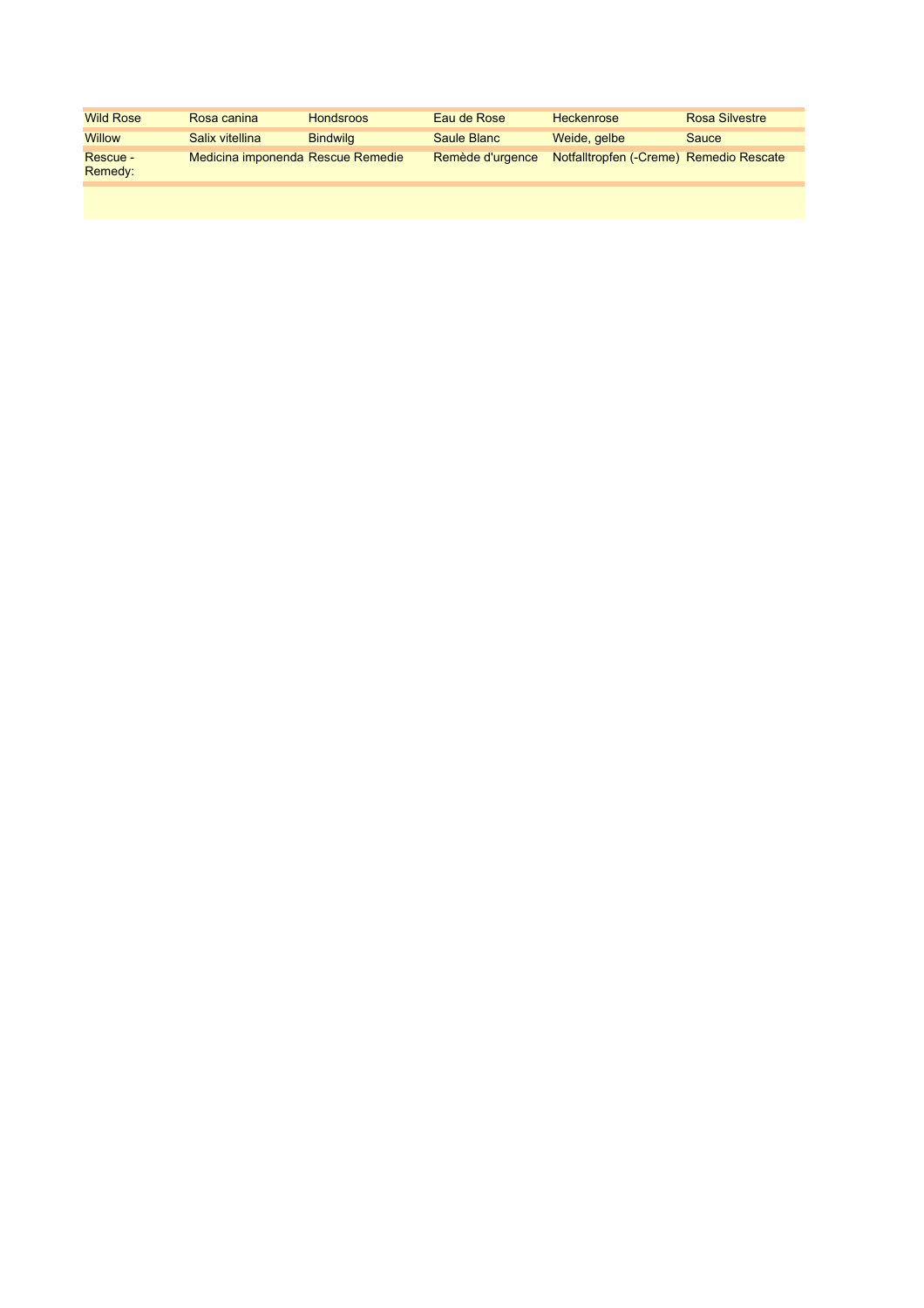| | | | | | |
|---|---|---|---|---|---|
| Wild Rose | Rosa canina | Hondsroos | Eau de Rose | Heckenrose | Rosa Silvestre |
| Willow | Salix vitellina | Bindwilg | Saule Blanc | Weide, gelbe | Sauce |
| Rescue - Remedy: | Medicina imponenda | Rescue Remedie | Remède d'urgence | Notfalltropfen (-Creme) | Remedio Rescate |
| | | | | | |